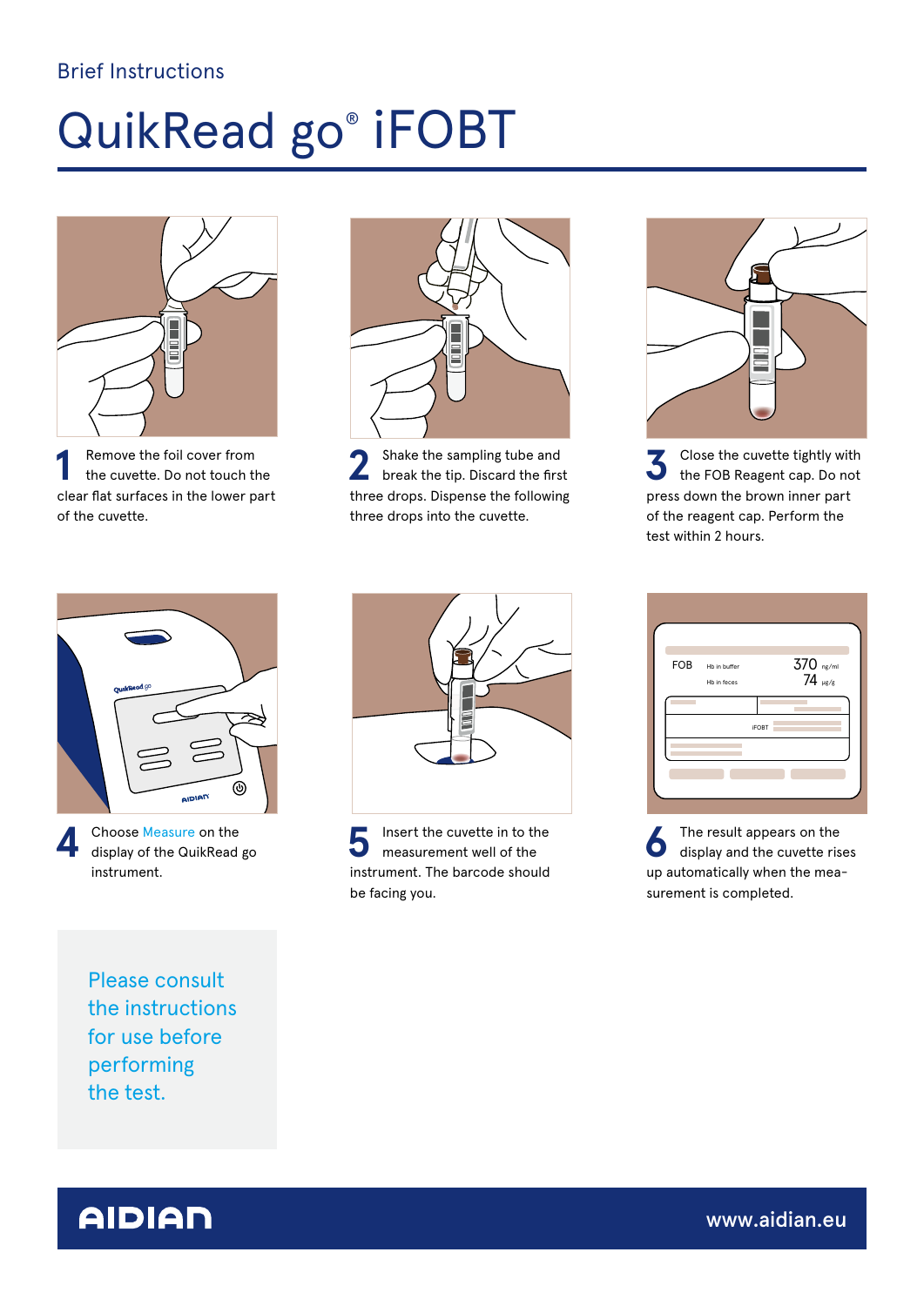Brief Instructions

# QuikRead go® iFOBT

**1** Remove the foil cover from the cuvette. Do not touch the clear flat surfaces in the lower part of the cuvette.

**2** Shake the sampling tube and break the tip. Discard the first three drops. Dispense the following three drops into the cuvette.

**3** Close the cuvette tightly with the FOB Reagent cap. Do not press down the brown inner part of the reagent cap. Perform the test within 2 hours.

**4** Choose Measure on the display of the QuikRead go instrument.

**5** Insert the cuvette in to the measurement well of the instrument. The barcode should be facing you.

**6** The result appears on the display and the cuvette rises up automatically when the measurement is completed.

Please consult the instructions for use before performing the test.

AIDIAN

www.aidian.eu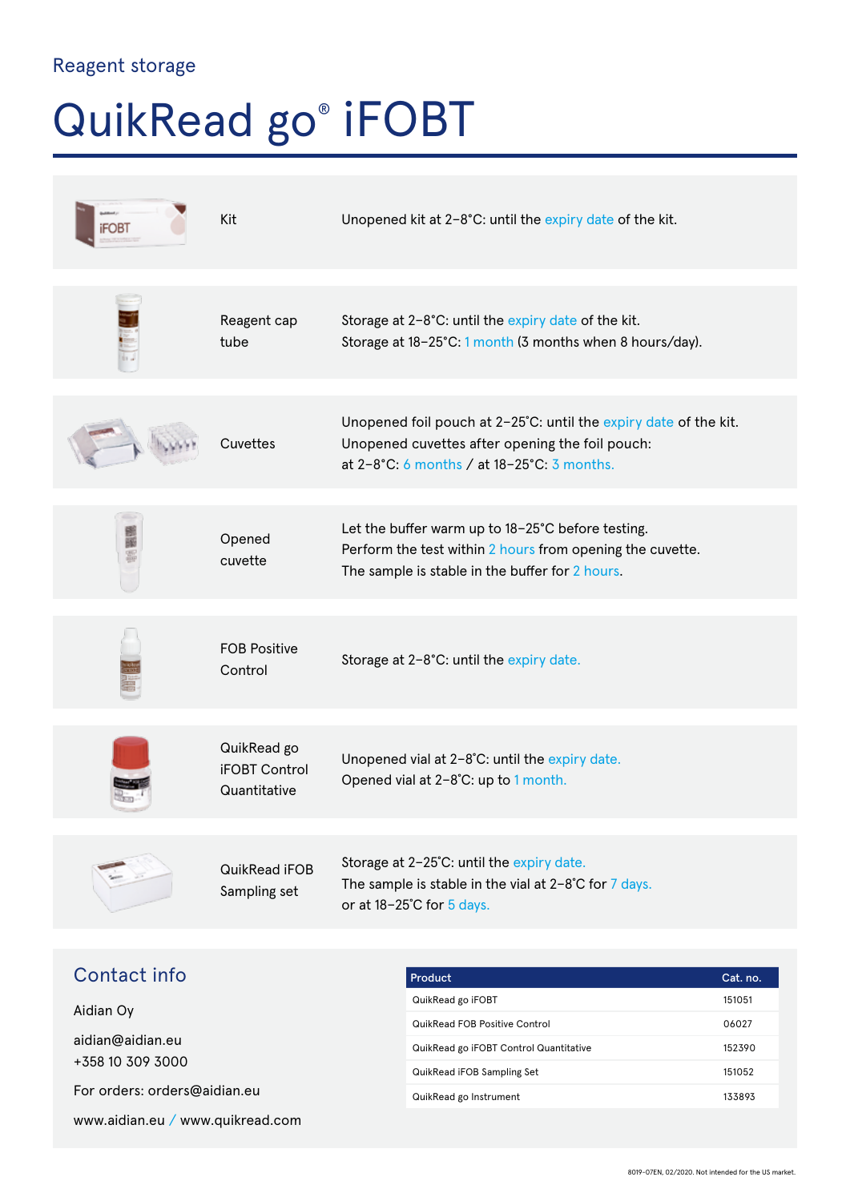Reagent storage

# QuikRead go® iFOBT

| | |
|---|---|
| Kit | Unopened kit at 2–8°C: until the expiry date of the kit. |
| Reagent cap tube | Storage at 2–8°C: until the expiry date of the kit.<br>Storage at 18–25°C: 1 month (3 months when 8 hours/day). |
| Cuvettes | Unopened foil pouch at 2–25°C: until the expiry date of the kit.<br>Unopened cuvettes after opening the foil pouch:<br>at 2–8°C: 6 months / at 18–25°C: 3 months. |
| Opened cuvette | Let the buffer warm up to 18–25°C before testing.<br>Perform the test within 2 hours from opening the cuvette.<br>The sample is stable in the buffer for 2 hours. |
| FOB Positive Control | Storage at 2–8°C: until the expiry date. |
| QuikRead go iFOBT Control Quantitative | Unopened vial at 2–8°C: until the expiry date.<br>Opened vial at 2–8°C: up to 1 month. |
| QuikRead iFOB Sampling set | Storage at 2–25°C: until the expiry date.<br>The sample is stable in the vial at 2–8°C for 7 days.<br>or at 18–25°C for 5 days. |

## Contact info

Aidian Oy

aidian@aidian.eu
+358 10 309 3000

For orders: orders@aidian.eu

www.aidian.eu / www.quikread.com

| Product | Cat. no. |
|---|---|
| QuikRead go iFOBT | 151051 |
| QuikRead FOB Positive Control | 06027 |
| QuikRead go iFOBT Control Quantitative | 152390 |
| QuikRead iFOB Sampling Set | 151052 |
| QuikRead go Instrument | 133893 |

8019-07EN, 02/2020. Not intended for the US market.